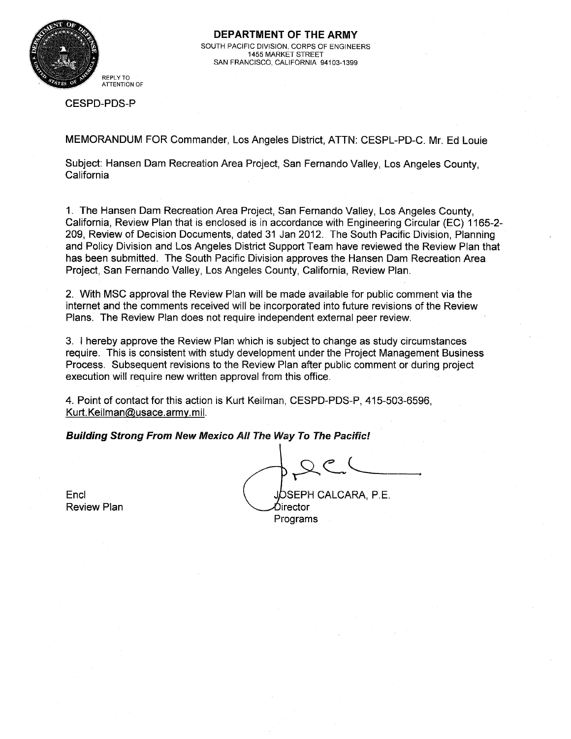**DEPARTMENT OF THE ARMY**
SOUTH PACIFIC DIVISION, CORPS OF ENGINEERS
1455 MARKET STREET
SAN FRANCISCO, CALIFORNIA 94103-1399

REPLY TO
ATTENTION OF

CESPD-PDS-P

MEMORANDUM FOR Commander, Los Angeles District, ATTN: CESPL-PD-C. Mr. Ed Louie

Subject: Hansen Dam Recreation Area Project, San Fernando Valley, Los Angeles County, California

1. The Hansen Dam Recreation Area Project, San Fernando Valley, Los Angeles County, California, Review Plan that is enclosed is in accordance with Engineering Circular (EC) 1165-2-209, Review of Decision Documents, dated 31 Jan 2012. The South Pacific Division, Planning and Policy Division and Los Angeles District Support Team have reviewed the Review Plan that has been submitted. The South Pacific Division approves the Hansen Dam Recreation Area Project, San Fernando Valley, Los Angeles County, California, Review Plan.

2. With MSC approval the Review Plan will be made available for public comment via the internet and the comments received will be incorporated into future revisions of the Review Plans. The Review Plan does not require independent external peer review.

3. I hereby approve the Review Plan which is subject to change as study circumstances require. This is consistent with study development under the Project Management Business Process. Subsequent revisions to the Review Plan after public comment or during project execution will require new written approval from this office.

4. Point of contact for this action is Kurt Keilman, CESPD-PDS-P, 415-503-6596, Kurt.Keilman@usace.army.mil.

***Building Strong From New Mexico All The Way To The Pacific!***

Encl
Review Plan

JOSEPH CALCARA, P.E.
Director
Programs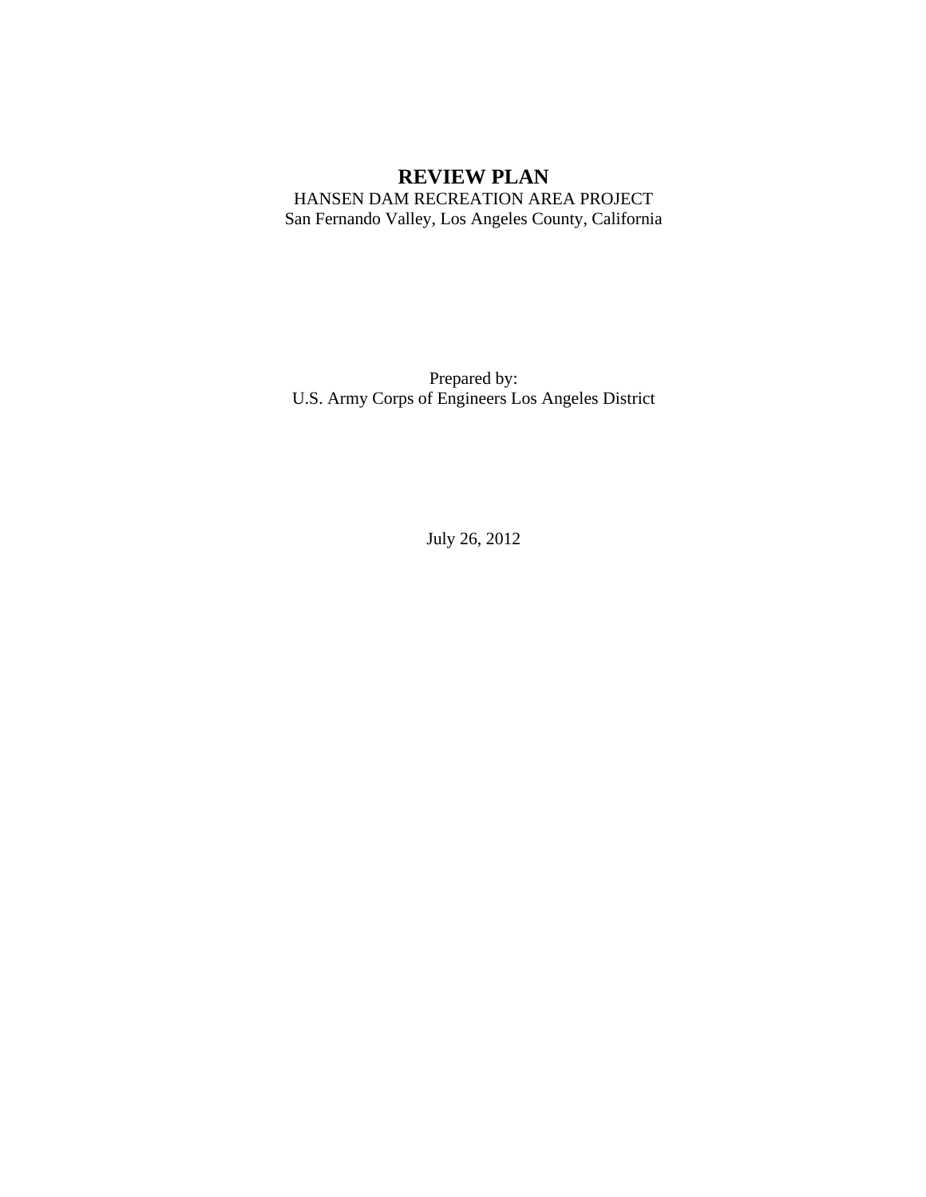# REVIEW PLAN

HANSEN DAM RECREATION AREA PROJECT
San Fernando Valley, Los Angeles County, California

Prepared by:
U.S. Army Corps of Engineers Los Angeles District

July 26, 2012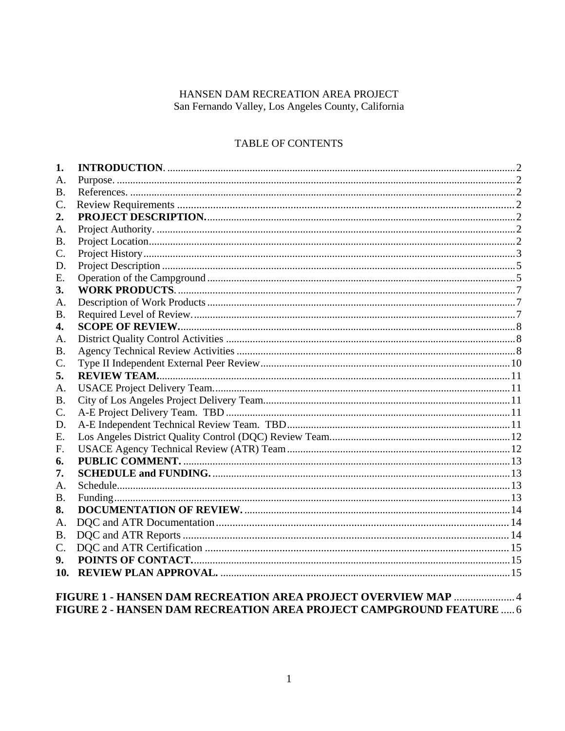HANSEN DAM RECREATION AREA PROJECT
San Fernando Valley, Los Angeles County, California

TABLE OF CONTENTS

**1. INTRODUCTION.** .......... 2
A. Purpose. .......... 2
B. References. .......... 2
C. Review Requirements .......... 2
**2. PROJECT DESCRIPTION.** .......... 2
A. Project Authority. .......... 2
B. Project Location .......... 2
C. Project History .......... 3
D. Project Description .......... 5
E. Operation of the Campground .......... 5
**3. WORK PRODUCTS.** .......... 7
A. Description of Work Products .......... 7
B. Required Level of Review. .......... 7
**4. SCOPE OF REVIEW.** .......... 8
A. District Quality Control Activities .......... 8
B. Agency Technical Review Activities .......... 8
C. Type II Independent External Peer Review .......... 10
**5. REVIEW TEAM.** .......... 11
A. USACE Project Delivery Team. .......... 11
B. City of Los Angeles Project Delivery Team. .......... 11
C. A-E Project Delivery Team. TBD .......... 11
D. A-E Independent Technical Review Team. TBD .......... 11
E. Los Angeles District Quality Control (DQC) Review Team. .......... 12
F. USACE Agency Technical Review (ATR) Team .......... 12
**6. PUBLIC COMMENT.** .......... 13
**7. SCHEDULE and FUNDING.** .......... 13
A. Schedule .......... 13
B. Funding .......... 13
**8. DOCUMENTATION OF REVIEW.** .......... 14
A. DQC and ATR Documentation .......... 14
B. DQC and ATR Reports .......... 14
C. DQC and ATR Certification .......... 15
**9. POINTS OF CONTACT.** .......... 15
**10. REVIEW PLAN APPROVAL.** .......... 15

**FIGURE 1 - HANSEN DAM RECREATION AREA PROJECT OVERVIEW MAP** .......... 4
**FIGURE 2 - HANSEN DAM RECREATION AREA PROJECT CAMPGROUND FEATURE** .......... 6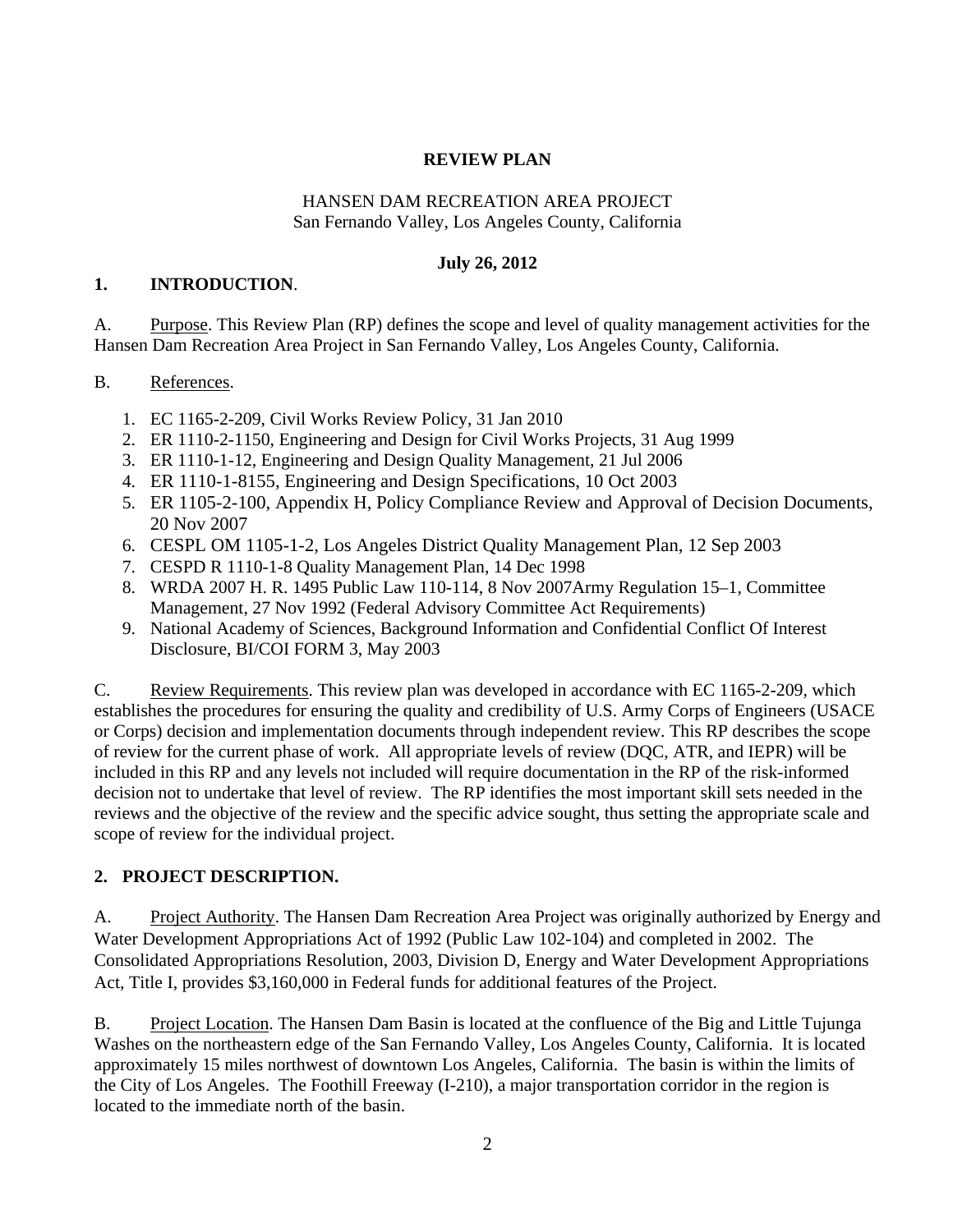# REVIEW PLAN

HANSEN DAM RECREATION AREA PROJECT
San Fernando Valley, Los Angeles County, California

**July 26, 2012**

## 1. INTRODUCTION.

A. Purpose. This Review Plan (RP) defines the scope and level of quality management activities for the Hansen Dam Recreation Area Project in San Fernando Valley, Los Angeles County, California.

B. References.

1. EC 1165-2-209, Civil Works Review Policy, 31 Jan 2010
2. ER 1110-2-1150, Engineering and Design for Civil Works Projects, 31 Aug 1999
3. ER 1110-1-12, Engineering and Design Quality Management, 21 Jul 2006
4. ER 1110-1-8155, Engineering and Design Specifications, 10 Oct 2003
5. ER 1105-2-100, Appendix H, Policy Compliance Review and Approval of Decision Documents, 20 Nov 2007
6. CESPL OM 1105-1-2, Los Angeles District Quality Management Plan, 12 Sep 2003
7. CESPD R 1110-1-8 Quality Management Plan, 14 Dec 1998
8. WRDA 2007 H. R. 1495 Public Law 110-114, 8 Nov 2007Army Regulation 15–1, Committee Management, 27 Nov 1992 (Federal Advisory Committee Act Requirements)
9. National Academy of Sciences, Background Information and Confidential Conflict Of Interest Disclosure, BI/COI FORM 3, May 2003

C. Review Requirements. This review plan was developed in accordance with EC 1165-2-209, which establishes the procedures for ensuring the quality and credibility of U.S. Army Corps of Engineers (USACE or Corps) decision and implementation documents through independent review. This RP describes the scope of review for the current phase of work. All appropriate levels of review (DQC, ATR, and IEPR) will be included in this RP and any levels not included will require documentation in the RP of the risk-informed decision not to undertake that level of review. The RP identifies the most important skill sets needed in the reviews and the objective of the review and the specific advice sought, thus setting the appropriate scale and scope of review for the individual project.

## 2. PROJECT DESCRIPTION.

A. Project Authority. The Hansen Dam Recreation Area Project was originally authorized by Energy and Water Development Appropriations Act of 1992 (Public Law 102-104) and completed in 2002. The Consolidated Appropriations Resolution, 2003, Division D, Energy and Water Development Appropriations Act, Title I, provides $3,160,000 in Federal funds for additional features of the Project.

B. Project Location. The Hansen Dam Basin is located at the confluence of the Big and Little Tujunga Washes on the northeastern edge of the San Fernando Valley, Los Angeles County, California. It is located approximately 15 miles northwest of downtown Los Angeles, California. The basin is within the limits of the City of Los Angeles. The Foothill Freeway (I-210), a major transportation corridor in the region is located to the immediate north of the basin.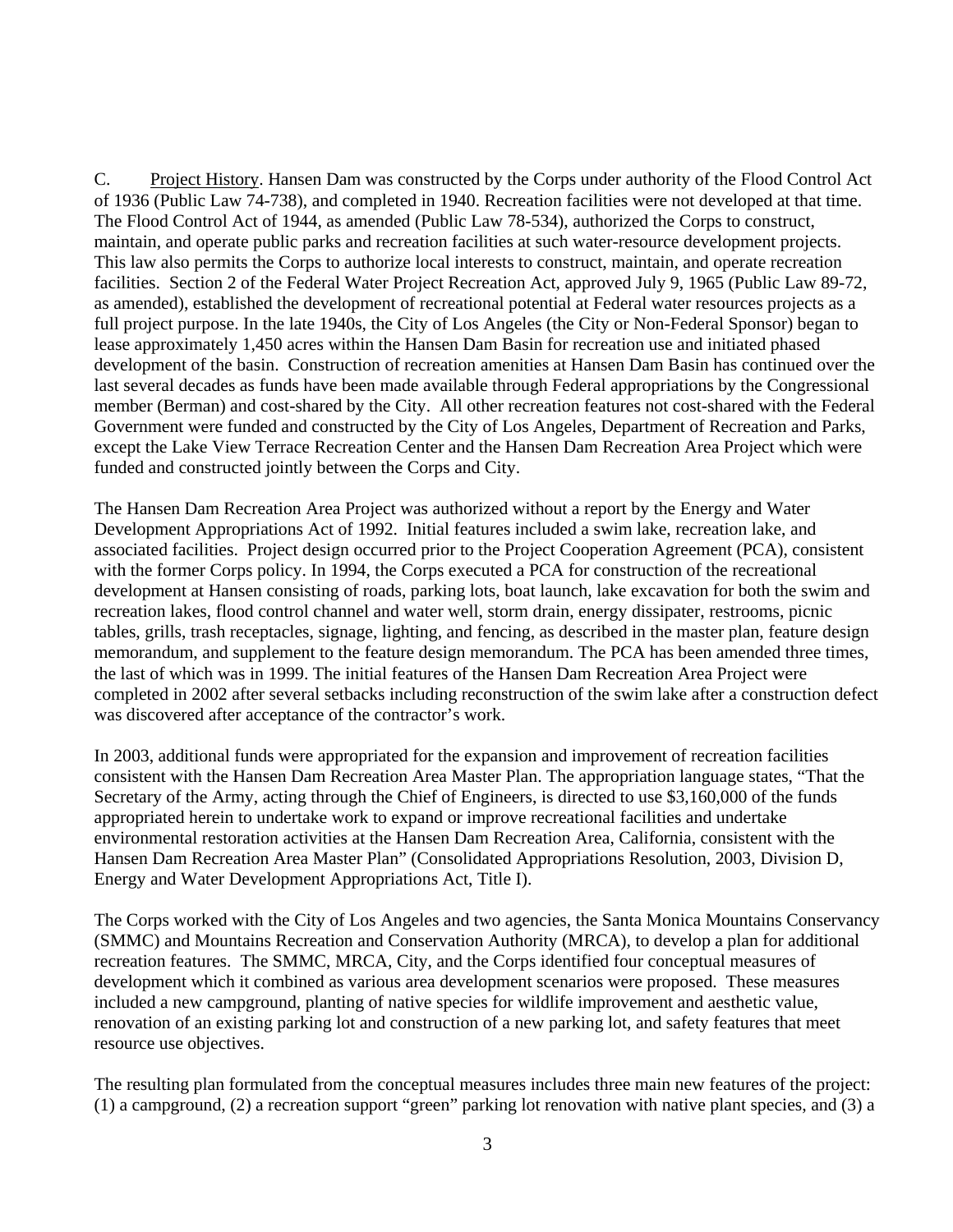C. Project History. Hansen Dam was constructed by the Corps under authority of the Flood Control Act of 1936 (Public Law 74-738), and completed in 1940. Recreation facilities were not developed at that time. The Flood Control Act of 1944, as amended (Public Law 78-534), authorized the Corps to construct, maintain, and operate public parks and recreation facilities at such water-resource development projects. This law also permits the Corps to authorize local interests to construct, maintain, and operate recreation facilities. Section 2 of the Federal Water Project Recreation Act, approved July 9, 1965 (Public Law 89-72, as amended), established the development of recreational potential at Federal water resources projects as a full project purpose. In the late 1940s, the City of Los Angeles (the City or Non-Federal Sponsor) began to lease approximately 1,450 acres within the Hansen Dam Basin for recreation use and initiated phased development of the basin. Construction of recreation amenities at Hansen Dam Basin has continued over the last several decades as funds have been made available through Federal appropriations by the Congressional member (Berman) and cost-shared by the City. All other recreation features not cost-shared with the Federal Government were funded and constructed by the City of Los Angeles, Department of Recreation and Parks, except the Lake View Terrace Recreation Center and the Hansen Dam Recreation Area Project which were funded and constructed jointly between the Corps and City.

The Hansen Dam Recreation Area Project was authorized without a report by the Energy and Water Development Appropriations Act of 1992. Initial features included a swim lake, recreation lake, and associated facilities. Project design occurred prior to the Project Cooperation Agreement (PCA), consistent with the former Corps policy. In 1994, the Corps executed a PCA for construction of the recreational development at Hansen consisting of roads, parking lots, boat launch, lake excavation for both the swim and recreation lakes, flood control channel and water well, storm drain, energy dissipater, restrooms, picnic tables, grills, trash receptacles, signage, lighting, and fencing, as described in the master plan, feature design memorandum, and supplement to the feature design memorandum. The PCA has been amended three times, the last of which was in 1999. The initial features of the Hansen Dam Recreation Area Project were completed in 2002 after several setbacks including reconstruction of the swim lake after a construction defect was discovered after acceptance of the contractor's work.

In 2003, additional funds were appropriated for the expansion and improvement of recreation facilities consistent with the Hansen Dam Recreation Area Master Plan. The appropriation language states, "That the Secretary of the Army, acting through the Chief of Engineers, is directed to use $3,160,000 of the funds appropriated herein to undertake work to expand or improve recreational facilities and undertake environmental restoration activities at the Hansen Dam Recreation Area, California, consistent with the Hansen Dam Recreation Area Master Plan" (Consolidated Appropriations Resolution, 2003, Division D, Energy and Water Development Appropriations Act, Title I).

The Corps worked with the City of Los Angeles and two agencies, the Santa Monica Mountains Conservancy (SMMC) and Mountains Recreation and Conservation Authority (MRCA), to develop a plan for additional recreation features. The SMMC, MRCA, City, and the Corps identified four conceptual measures of development which it combined as various area development scenarios were proposed. These measures included a new campground, planting of native species for wildlife improvement and aesthetic value, renovation of an existing parking lot and construction of a new parking lot, and safety features that meet resource use objectives.

The resulting plan formulated from the conceptual measures includes three main new features of the project: (1) a campground, (2) a recreation support "green" parking lot renovation with native plant species, and (3) a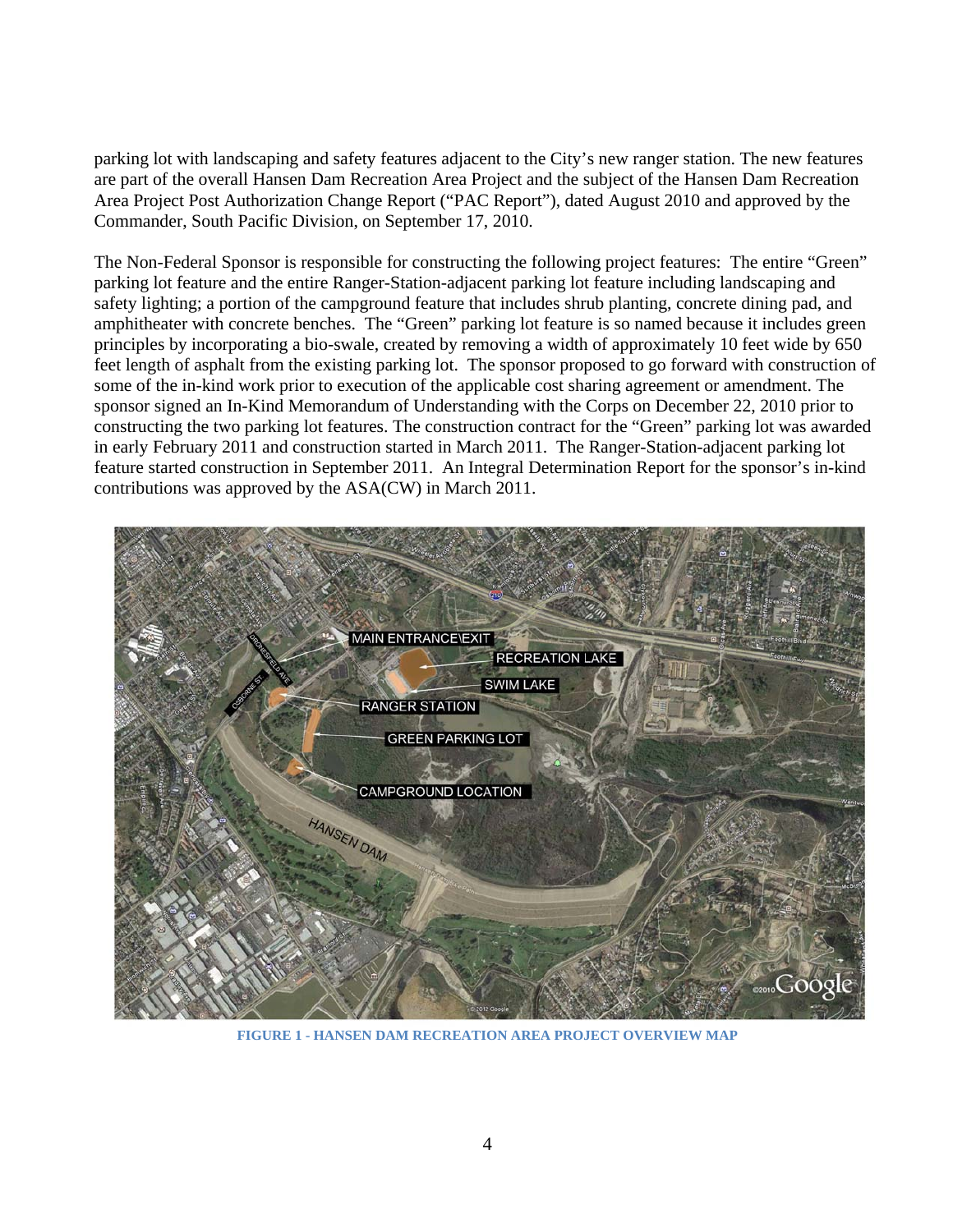parking lot with landscaping and safety features adjacent to the City's new ranger station. The new features are part of the overall Hansen Dam Recreation Area Project and the subject of the Hansen Dam Recreation Area Project Post Authorization Change Report ("PAC Report"), dated August 2010 and approved by the Commander, South Pacific Division, on September 17, 2010.

The Non-Federal Sponsor is responsible for constructing the following project features: The entire "Green" parking lot feature and the entire Ranger-Station-adjacent parking lot feature including landscaping and safety lighting; a portion of the campground feature that includes shrub planting, concrete dining pad, and amphitheater with concrete benches. The "Green" parking lot feature is so named because it includes green principles by incorporating a bio-swale, created by removing a width of approximately 10 feet wide by 650 feet length of asphalt from the existing parking lot. The sponsor proposed to go forward with construction of some of the in-kind work prior to execution of the applicable cost sharing agreement or amendment. The sponsor signed an In-Kind Memorandum of Understanding with the Corps on December 22, 2010 prior to constructing the two parking lot features. The construction contract for the "Green" parking lot was awarded in early February 2011 and construction started in March 2011. The Ranger-Station-adjacent parking lot feature started construction in September 2011. An Integral Determination Report for the sponsor's in-kind contributions was approved by the ASA(CW) in March 2011.

**FIGURE 1 - HANSEN DAM RECREATION AREA PROJECT OVERVIEW MAP**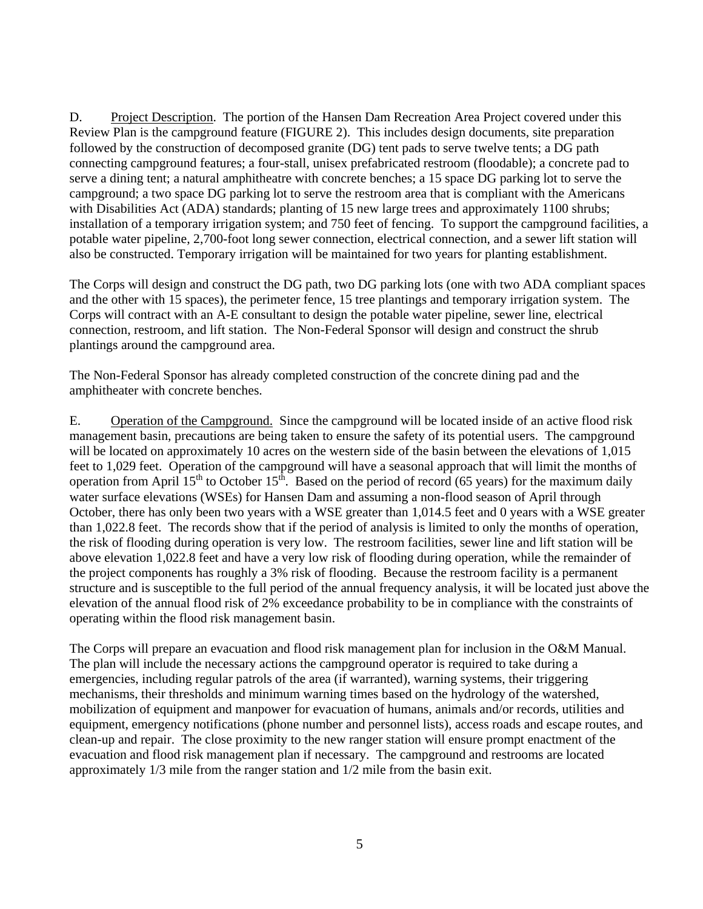D. Project Description. The portion of the Hansen Dam Recreation Area Project covered under this Review Plan is the campground feature (FIGURE 2). This includes design documents, site preparation followed by the construction of decomposed granite (DG) tent pads to serve twelve tents; a DG path connecting campground features; a four-stall, unisex prefabricated restroom (floodable); a concrete pad to serve a dining tent; a natural amphitheatre with concrete benches; a 15 space DG parking lot to serve the campground; a two space DG parking lot to serve the restroom area that is compliant with the Americans with Disabilities Act (ADA) standards; planting of 15 new large trees and approximately 1100 shrubs; installation of a temporary irrigation system; and 750 feet of fencing. To support the campground facilities, a potable water pipeline, 2,700-foot long sewer connection, electrical connection, and a sewer lift station will also be constructed. Temporary irrigation will be maintained for two years for planting establishment.

The Corps will design and construct the DG path, two DG parking lots (one with two ADA compliant spaces and the other with 15 spaces), the perimeter fence, 15 tree plantings and temporary irrigation system. The Corps will contract with an A-E consultant to design the potable water pipeline, sewer line, electrical connection, restroom, and lift station. The Non-Federal Sponsor will design and construct the shrub plantings around the campground area.

The Non-Federal Sponsor has already completed construction of the concrete dining pad and the amphitheater with concrete benches.

E. Operation of the Campground. Since the campground will be located inside of an active flood risk management basin, precautions are being taken to ensure the safety of its potential users. The campground will be located on approximately 10 acres on the western side of the basin between the elevations of 1,015 feet to 1,029 feet. Operation of the campground will have a seasonal approach that will limit the months of operation from April 15th to October 15th. Based on the period of record (65 years) for the maximum daily water surface elevations (WSEs) for Hansen Dam and assuming a non-flood season of April through October, there has only been two years with a WSE greater than 1,014.5 feet and 0 years with a WSE greater than 1,022.8 feet. The records show that if the period of analysis is limited to only the months of operation, the risk of flooding during operation is very low. The restroom facilities, sewer line and lift station will be above elevation 1,022.8 feet and have a very low risk of flooding during operation, while the remainder of the project components has roughly a 3% risk of flooding. Because the restroom facility is a permanent structure and is susceptible to the full period of the annual frequency analysis, it will be located just above the elevation of the annual flood risk of 2% exceedance probability to be in compliance with the constraints of operating within the flood risk management basin.

The Corps will prepare an evacuation and flood risk management plan for inclusion in the O&M Manual. The plan will include the necessary actions the campground operator is required to take during a emergencies, including regular patrols of the area (if warranted), warning systems, their triggering mechanisms, their thresholds and minimum warning times based on the hydrology of the watershed, mobilization of equipment and manpower for evacuation of humans, animals and/or records, utilities and equipment, emergency notifications (phone number and personnel lists), access roads and escape routes, and clean-up and repair. The close proximity to the new ranger station will ensure prompt enactment of the evacuation and flood risk management plan if necessary. The campground and restrooms are located approximately 1/3 mile from the ranger station and 1/2 mile from the basin exit.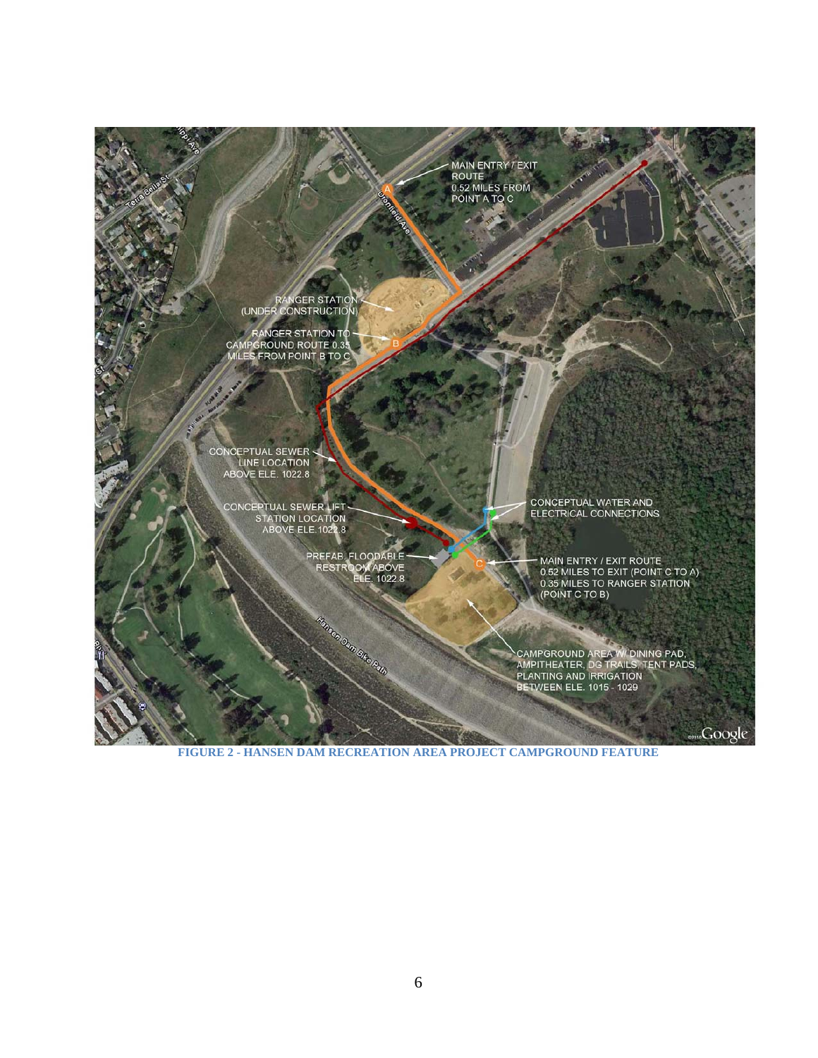MAIN ENTRY / EXIT ROUTE 0.52 MILES FROM POINT A TO C

RANGER STATION (UNDER CONSTRUCTION)

RANGER STATION TO CAMPGROUND ROUTE 0.35 MILES FROM POINT B TO C

CONCEPTUAL SEWER LINE LOCATION ABOVE ELE. 1022.8

CONCEPTUAL SEWER LIFT STATION LOCATION ABOVE ELE.1022.8

PREFAB. FLOODABLE RESTROOM ABOVE ELE. 1022.8

CONCEPTUAL WATER AND ELECTRICAL CONNECTIONS

MAIN ENTRY / EXIT ROUTE 0.52 MILES TO EXIT (POINT C TO A) 0.35 MILES TO RANGER STATION (POINT C TO B)

CAMPGROUND AREA W/ DINING PAD, AMPITHEATER, DG TRAILS, TENT PADS, PLANTING AND IRRIGATION BETWEEN ELE. 1015 - 1029

**FIGURE 2 - HANSEN DAM RECREATION AREA PROJECT CAMPGROUND FEATURE**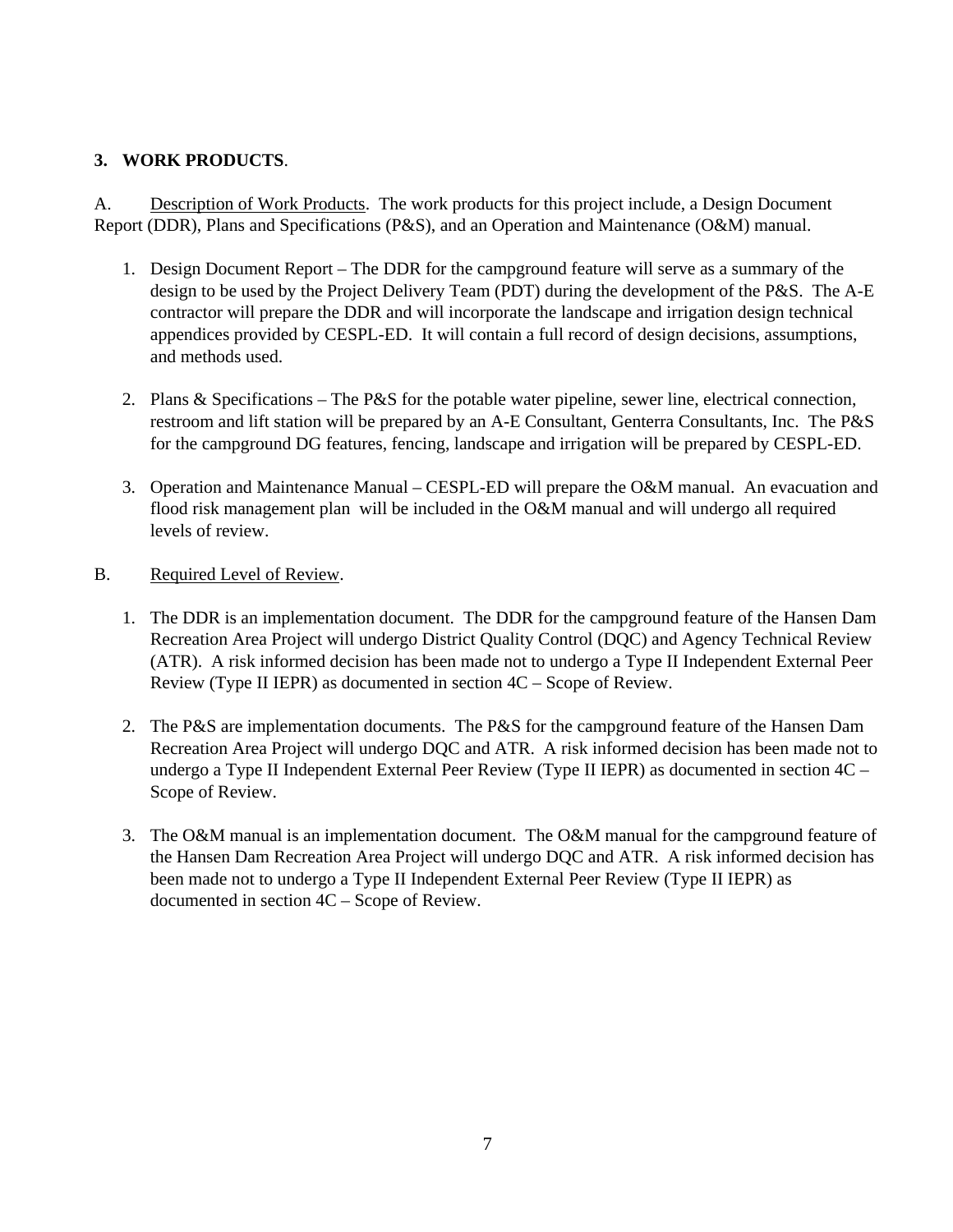## 3. **WORK PRODUCTS**.

A. Description of Work Products. The work products for this project include, a Design Document Report (DDR), Plans and Specifications (P&S), and an Operation and Maintenance (O&M) manual.

1. Design Document Report – The DDR for the campground feature will serve as a summary of the design to be used by the Project Delivery Team (PDT) during the development of the P&S. The A-E contractor will prepare the DDR and will incorporate the landscape and irrigation design technical appendices provided by CESPL-ED. It will contain a full record of design decisions, assumptions, and methods used.

2. Plans & Specifications – The P&S for the potable water pipeline, sewer line, electrical connection, restroom and lift station will be prepared by an A-E Consultant, Genterra Consultants, Inc. The P&S for the campground DG features, fencing, landscape and irrigation will be prepared by CESPL-ED.

3. Operation and Maintenance Manual – CESPL-ED will prepare the O&M manual. An evacuation and flood risk management plan will be included in the O&M manual and will undergo all required levels of review.

B. Required Level of Review.

1. The DDR is an implementation document. The DDR for the campground feature of the Hansen Dam Recreation Area Project will undergo District Quality Control (DQC) and Agency Technical Review (ATR). A risk informed decision has been made not to undergo a Type II Independent External Peer Review (Type II IEPR) as documented in section 4C – Scope of Review.

2. The P&S are implementation documents. The P&S for the campground feature of the Hansen Dam Recreation Area Project will undergo DQC and ATR. A risk informed decision has been made not to undergo a Type II Independent External Peer Review (Type II IEPR) as documented in section 4C – Scope of Review.

3. The O&M manual is an implementation document. The O&M manual for the campground feature of the Hansen Dam Recreation Area Project will undergo DQC and ATR. A risk informed decision has been made not to undergo a Type II Independent External Peer Review (Type II IEPR) as documented in section 4C – Scope of Review.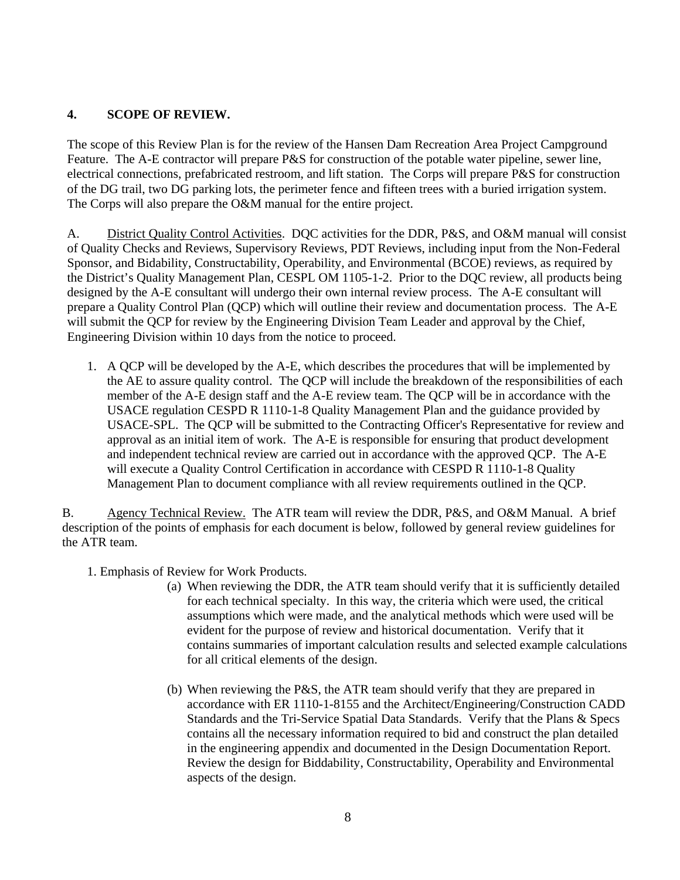## 4. SCOPE OF REVIEW.

The scope of this Review Plan is for the review of the Hansen Dam Recreation Area Project Campground Feature. The A-E contractor will prepare P&S for construction of the potable water pipeline, sewer line, electrical connections, prefabricated restroom, and lift station. The Corps will prepare P&S for construction of the DG trail, two DG parking lots, the perimeter fence and fifteen trees with a buried irrigation system. The Corps will also prepare the O&M manual for the entire project.

A. District Quality Control Activities. DQC activities for the DDR, P&S, and O&M manual will consist of Quality Checks and Reviews, Supervisory Reviews, PDT Reviews, including input from the Non-Federal Sponsor, and Bidability, Constructability, Operability, and Environmental (BCOE) reviews, as required by the District's Quality Management Plan, CESPL OM 1105-1-2. Prior to the DQC review, all products being designed by the A-E consultant will undergo their own internal review process. The A-E consultant will prepare a Quality Control Plan (QCP) which will outline their review and documentation process. The A-E will submit the QCP for review by the Engineering Division Team Leader and approval by the Chief, Engineering Division within 10 days from the notice to proceed.

1. A QCP will be developed by the A-E, which describes the procedures that will be implemented by the AE to assure quality control. The QCP will include the breakdown of the responsibilities of each member of the A-E design staff and the A-E review team. The QCP will be in accordance with the USACE regulation CESPD R 1110-1-8 Quality Management Plan and the guidance provided by USACE-SPL. The QCP will be submitted to the Contracting Officer's Representative for review and approval as an initial item of work. The A-E is responsible for ensuring that product development and independent technical review are carried out in accordance with the approved QCP. The A-E will execute a Quality Control Certification in accordance with CESPD R 1110-1-8 Quality Management Plan to document compliance with all review requirements outlined in the QCP.

B. Agency Technical Review. The ATR team will review the DDR, P&S, and O&M Manual. A brief description of the points of emphasis for each document is below, followed by general review guidelines for the ATR team.

1. Emphasis of Review for Work Products.

   (a) When reviewing the DDR, the ATR team should verify that it is sufficiently detailed for each technical specialty. In this way, the criteria which were used, the critical assumptions which were made, and the analytical methods which were used will be evident for the purpose of review and historical documentation. Verify that it contains summaries of important calculation results and selected example calculations for all critical elements of the design.

   (b) When reviewing the P&S, the ATR team should verify that they are prepared in accordance with ER 1110-1-8155 and the Architect/Engineering/Construction CADD Standards and the Tri-Service Spatial Data Standards. Verify that the Plans & Specs contains all the necessary information required to bid and construct the plan detailed in the engineering appendix and documented in the Design Documentation Report. Review the design for Biddability, Constructability, Operability and Environmental aspects of the design.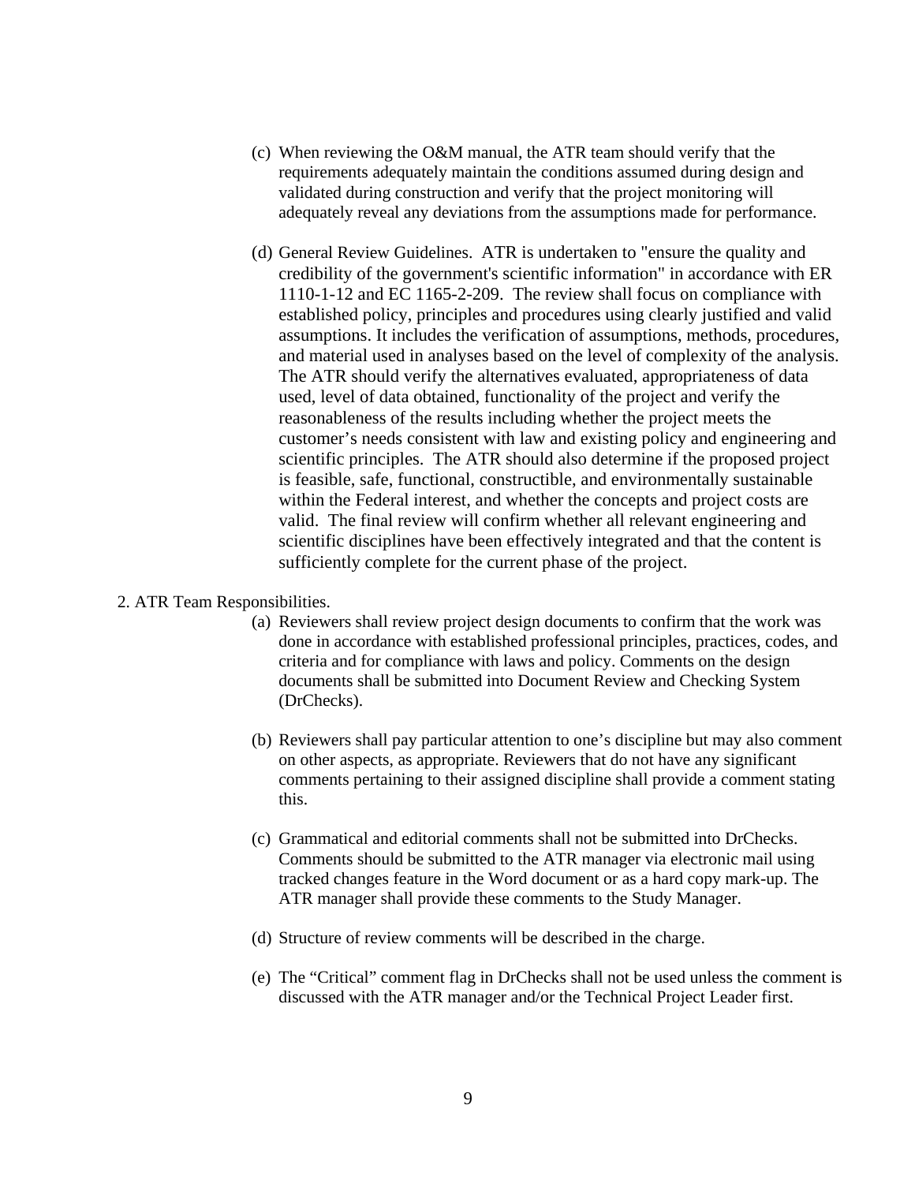(c) When reviewing the O&M manual, the ATR team should verify that the requirements adequately maintain the conditions assumed during design and validated during construction and verify that the project monitoring will adequately reveal any deviations from the assumptions made for performance.

(d) General Review Guidelines. ATR is undertaken to "ensure the quality and credibility of the government's scientific information" in accordance with ER 1110-1-12 and EC 1165-2-209. The review shall focus on compliance with established policy, principles and procedures using clearly justified and valid assumptions. It includes the verification of assumptions, methods, procedures, and material used in analyses based on the level of complexity of the analysis. The ATR should verify the alternatives evaluated, appropriateness of data used, level of data obtained, functionality of the project and verify the reasonableness of the results including whether the project meets the customer's needs consistent with law and existing policy and engineering and scientific principles. The ATR should also determine if the proposed project is feasible, safe, functional, constructible, and environmentally sustainable within the Federal interest, and whether the concepts and project costs are valid. The final review will confirm whether all relevant engineering and scientific disciplines have been effectively integrated and that the content is sufficiently complete for the current phase of the project.

2. ATR Team Responsibilities.

(a) Reviewers shall review project design documents to confirm that the work was done in accordance with established professional principles, practices, codes, and criteria and for compliance with laws and policy. Comments on the design documents shall be submitted into Document Review and Checking System (DrChecks).

(b) Reviewers shall pay particular attention to one's discipline but may also comment on other aspects, as appropriate. Reviewers that do not have any significant comments pertaining to their assigned discipline shall provide a comment stating this.

(c) Grammatical and editorial comments shall not be submitted into DrChecks. Comments should be submitted to the ATR manager via electronic mail using tracked changes feature in the Word document or as a hard copy mark-up. The ATR manager shall provide these comments to the Study Manager.

(d) Structure of review comments will be described in the charge.

(e) The "Critical" comment flag in DrChecks shall not be used unless the comment is discussed with the ATR manager and/or the Technical Project Leader first.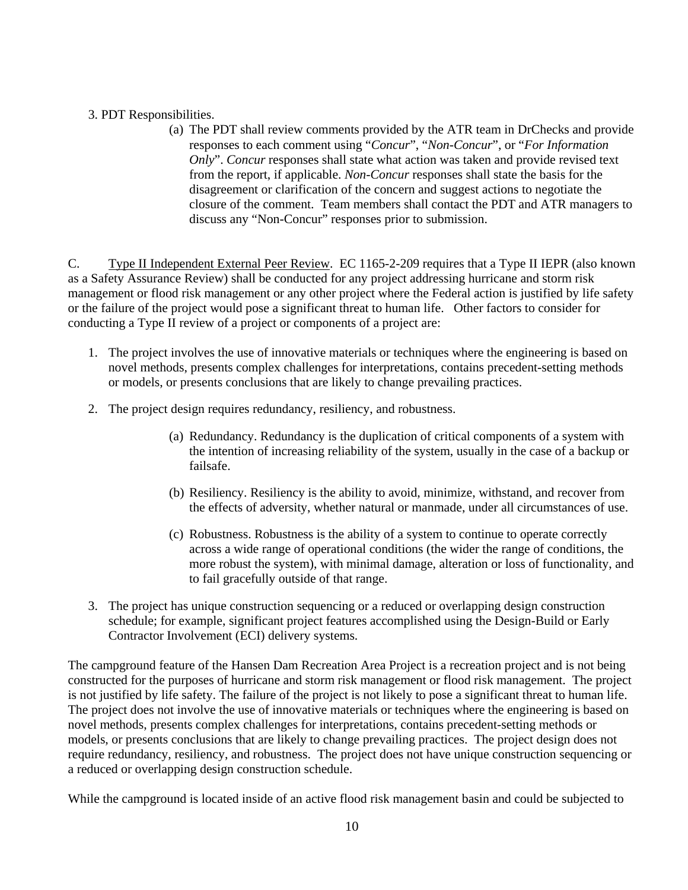3. PDT Responsibilities.

   (a) The PDT shall review comments provided by the ATR team in DrChecks and provide responses to each comment using "*Concur*", "*Non-Concur*", or "*For Information Only*". *Concur* responses shall state what action was taken and provide revised text from the report, if applicable. *Non-Concur* responses shall state the basis for the disagreement or clarification of the concern and suggest actions to negotiate the closure of the comment. Team members shall contact the PDT and ATR managers to discuss any "Non-Concur" responses prior to submission.

C. Type II Independent External Peer Review. EC 1165-2-209 requires that a Type II IEPR (also known as a Safety Assurance Review) shall be conducted for any project addressing hurricane and storm risk management or flood risk management or any other project where the Federal action is justified by life safety or the failure of the project would pose a significant threat to human life. Other factors to consider for conducting a Type II review of a project or components of a project are:

1. The project involves the use of innovative materials or techniques where the engineering is based on novel methods, presents complex challenges for interpretations, contains precedent-setting methods or models, or presents conclusions that are likely to change prevailing practices.

2. The project design requires redundancy, resiliency, and robustness.

   (a) Redundancy. Redundancy is the duplication of critical components of a system with the intention of increasing reliability of the system, usually in the case of a backup or failsafe.

   (b) Resiliency. Resiliency is the ability to avoid, minimize, withstand, and recover from the effects of adversity, whether natural or manmade, under all circumstances of use.

   (c) Robustness. Robustness is the ability of a system to continue to operate correctly across a wide range of operational conditions (the wider the range of conditions, the more robust the system), with minimal damage, alteration or loss of functionality, and to fail gracefully outside of that range.

3. The project has unique construction sequencing or a reduced or overlapping design construction schedule; for example, significant project features accomplished using the Design-Build or Early Contractor Involvement (ECI) delivery systems.

The campground feature of the Hansen Dam Recreation Area Project is a recreation project and is not being constructed for the purposes of hurricane and storm risk management or flood risk management. The project is not justified by life safety. The failure of the project is not likely to pose a significant threat to human life. The project does not involve the use of innovative materials or techniques where the engineering is based on novel methods, presents complex challenges for interpretations, contains precedent-setting methods or models, or presents conclusions that are likely to change prevailing practices. The project design does not require redundancy, resiliency, and robustness. The project does not have unique construction sequencing or a reduced or overlapping design construction schedule.

While the campground is located inside of an active flood risk management basin and could be subjected to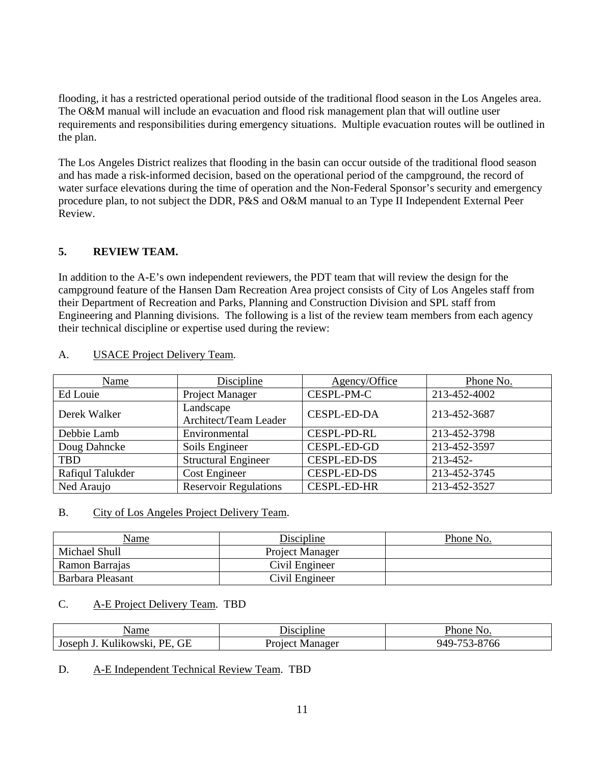flooding, it has a restricted operational period outside of the traditional flood season in the Los Angeles area. The O&M manual will include an evacuation and flood risk management plan that will outline user requirements and responsibilities during emergency situations. Multiple evacuation routes will be outlined in the plan.

The Los Angeles District realizes that flooding in the basin can occur outside of the traditional flood season and has made a risk-informed decision, based on the operational period of the campground, the record of water surface elevations during the time of operation and the Non-Federal Sponsor's security and emergency procedure plan, to not subject the DDR, P&S and O&M manual to an Type II Independent External Peer Review.

## 5. REVIEW TEAM.

In addition to the A-E's own independent reviewers, the PDT team that will review the design for the campground feature of the Hansen Dam Recreation Area project consists of City of Los Angeles staff from their Department of Recreation and Parks, Planning and Construction Division and SPL staff from Engineering and Planning divisions. The following is a list of the review team members from each agency their technical discipline or expertise used during the review:

A. USACE Project Delivery Team.

| Name | Discipline | Agency/Office | Phone No. |
|---|---|---|---|
| Ed Louie | Project Manager | CESPL-PM-C | 213-452-4002 |
| Derek Walker | Landscape Architect/Team Leader | CESPL-ED-DA | 213-452-3687 |
| Debbie Lamb | Environmental | CESPL-PD-RL | 213-452-3798 |
| Doug Dahncke | Soils Engineer | CESPL-ED-GD | 213-452-3597 |
| TBD | Structural Engineer | CESPL-ED-DS | 213-452- |
| Rafiqul Talukder | Cost Engineer | CESPL-ED-DS | 213-452-3745 |
| Ned Araujo | Reservoir Regulations | CESPL-ED-HR | 213-452-3527 |

B. City of Los Angeles Project Delivery Team.

| Name | Discipline | Phone No. |
|---|---|---|
| Michael Shull | Project Manager | |
| Ramon Barrajas | Civil Engineer | |
| Barbara Pleasant | Civil Engineer | |

C. A-E Project Delivery Team. TBD

| Name | Discipline | Phone No. |
|---|---|---|
| Joseph J. Kulikowski, PE, GE | Project Manager | 949-753-8766 |

D. A-E Independent Technical Review Team. TBD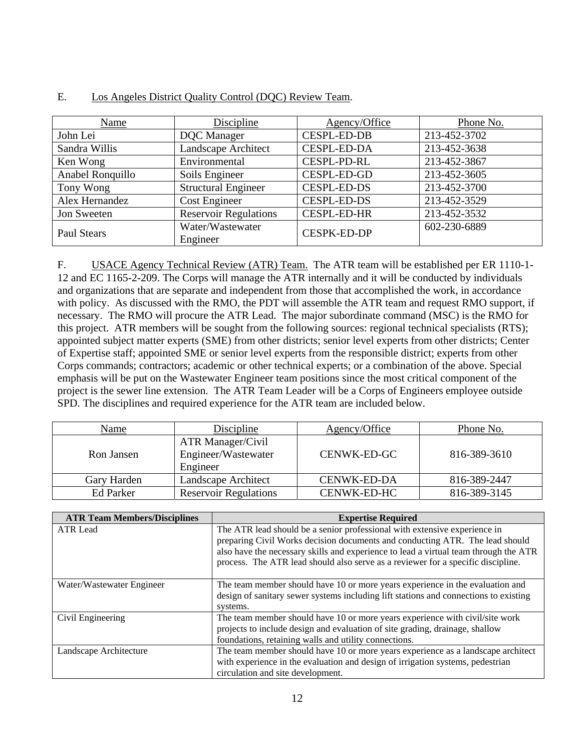E. Los Angeles District Quality Control (DQC) Review Team.

| Name | Discipline | Agency/Office | Phone No. |
|---|---|---|---|
| John Lei | DQC Manager | CESPL-ED-DB | 213-452-3702 |
| Sandra Willis | Landscape Architect | CESPL-ED-DA | 213-452-3638 |
| Ken Wong | Environmental | CESPL-PD-RL | 213-452-3867 |
| Anabel Ronquillo | Soils Engineer | CESPL-ED-GD | 213-452-3605 |
| Tony Wong | Structural Engineer | CESPL-ED-DS | 213-452-3700 |
| Alex Hernandez | Cost Engineer | CESPL-ED-DS | 213-452-3529 |
| Jon Sweeten | Reservoir Regulations | CESPL-ED-HR | 213-452-3532 |
| Paul Stears | Water/Wastewater Engineer | CESPK-ED-DP | 602-230-6889 |

F. USACE Agency Technical Review (ATR) Team. The ATR team will be established per ER 1110-1-12 and EC 1165-2-209. The Corps will manage the ATR internally and it will be conducted by individuals and organizations that are separate and independent from those that accomplished the work, in accordance with policy. As discussed with the RMO, the PDT will assemble the ATR team and request RMO support, if necessary. The RMO will procure the ATR Lead. The major subordinate command (MSC) is the RMO for this project. ATR members will be sought from the following sources: regional technical specialists (RTS); appointed subject matter experts (SME) from other districts; senior level experts from other districts; Center of Expertise staff; appointed SME or senior level experts from the responsible district; experts from other Corps commands; contractors; academic or other technical experts; or a combination of the above. Special emphasis will be put on the Wastewater Engineer team positions since the most critical component of the project is the sewer line extension. The ATR Team Leader will be a Corps of Engineers employee outside SPD. The disciplines and required experience for the ATR team are included below.

| Name | Discipline | Agency/Office | Phone No. |
|---|---|---|---|
| Ron Jansen | ATR Manager/Civil Engineer/Wastewater Engineer | CENWK-ED-GC | 816-389-3610 |
| Gary Harden | Landscape Architect | CENWK-ED-DA | 816-389-2447 |
| Ed Parker | Reservoir Regulations | CENWK-ED-HC | 816-389-3145 |

| ATR Team Members/Disciplines | Expertise Required |
|---|---|
| ATR Lead | The ATR lead should be a senior professional with extensive experience in preparing Civil Works decision documents and conducting ATR. The lead should also have the necessary skills and experience to lead a virtual team through the ATR process. The ATR lead should also serve as a reviewer for a specific discipline. |
| Water/Wastewater Engineer | The team member should have 10 or more years experience in the evaluation and design of sanitary sewer systems including lift stations and connections to existing systems. |
| Civil Engineering | The team member should have 10 or more years experience with civil/site work projects to include design and evaluation of site grading, drainage, shallow foundations, retaining walls and utility connections. |
| Landscape Architecture | The team member should have 10 or more years experience as a landscape architect with experience in the evaluation and design of irrigation systems, pedestrian circulation and site development. |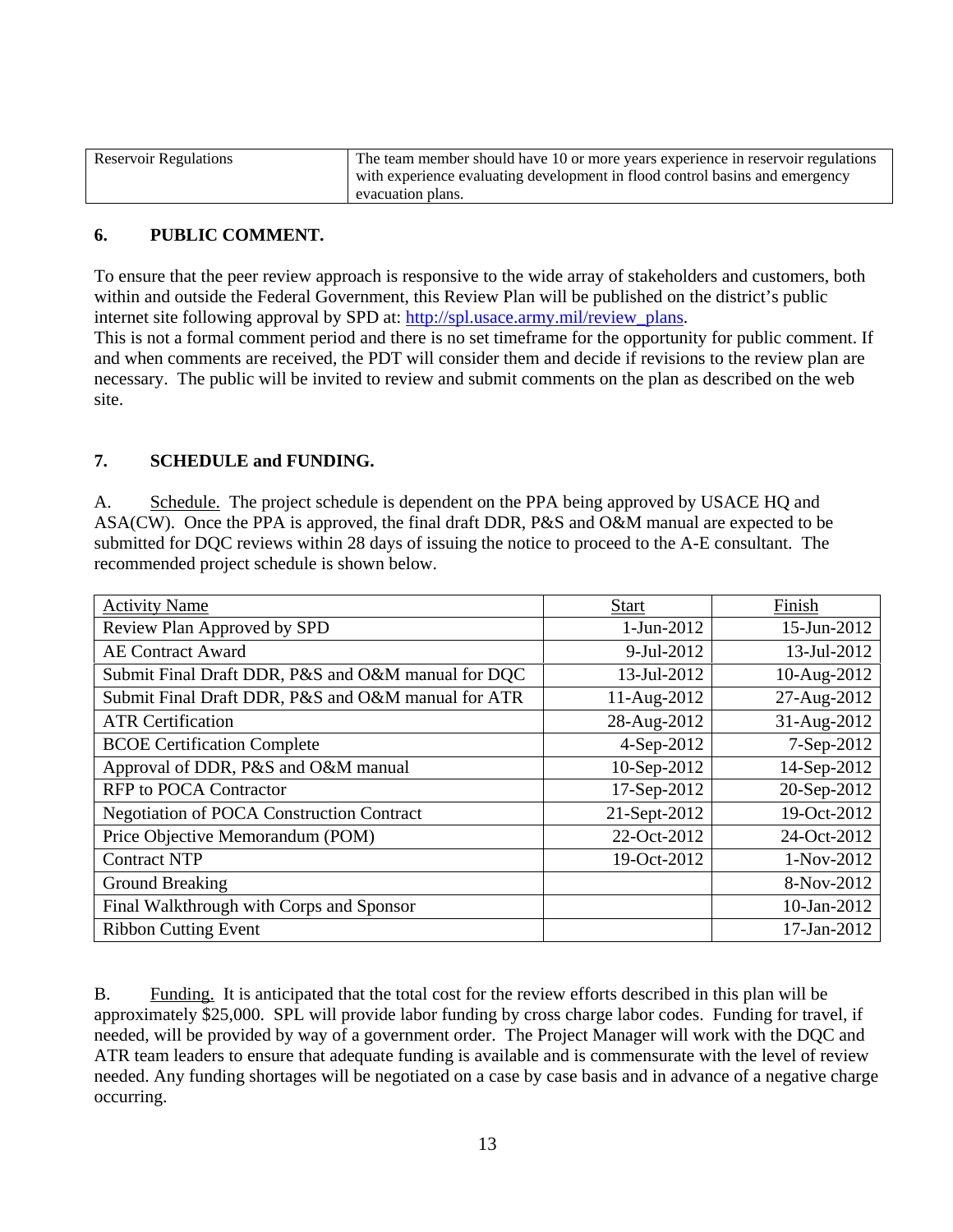| Reservoir Regulations | The team member should have 10 or more years experience in reservoir regulations with experience evaluating development in flood control basins and emergency evacuation plans. |
|---|---|

## 6. PUBLIC COMMENT.

To ensure that the peer review approach is responsive to the wide array of stakeholders and customers, both within and outside the Federal Government, this Review Plan will be published on the district's public internet site following approval by SPD at: http://spl.usace.army.mil/review_plans.
This is not a formal comment period and there is no set timeframe for the opportunity for public comment. If and when comments are received, the PDT will consider them and decide if revisions to the review plan are necessary. The public will be invited to review and submit comments on the plan as described on the web site.

## 7. SCHEDULE and FUNDING.

A. Schedule. The project schedule is dependent on the PPA being approved by USACE HQ and ASA(CW). Once the PPA is approved, the final draft DDR, P&S and O&M manual are expected to be submitted for DQC reviews within 28 days of issuing the notice to proceed to the A-E consultant. The recommended project schedule is shown below.

| Activity Name | Start | Finish |
|---|---|---|
| Review Plan Approved by SPD | 1-Jun-2012 | 15-Jun-2012 |
| AE Contract Award | 9-Jul-2012 | 13-Jul-2012 |
| Submit Final Draft DDR, P&S and O&M manual for DQC | 13-Jul-2012 | 10-Aug-2012 |
| Submit Final Draft DDR, P&S and O&M manual for ATR | 11-Aug-2012 | 27-Aug-2012 |
| ATR Certification | 28-Aug-2012 | 31-Aug-2012 |
| BCOE Certification Complete | 4-Sep-2012 | 7-Sep-2012 |
| Approval of DDR, P&S and O&M manual | 10-Sep-2012 | 14-Sep-2012 |
| RFP to POCA Contractor | 17-Sep-2012 | 20-Sep-2012 |
| Negotiation of POCA Construction Contract | 21-Sept-2012 | 19-Oct-2012 |
| Price Objective Memorandum (POM) | 22-Oct-2012 | 24-Oct-2012 |
| Contract NTP | 19-Oct-2012 | 1-Nov-2012 |
| Ground Breaking | | 8-Nov-2012 |
| Final Walkthrough with Corps and Sponsor | | 10-Jan-2012 |
| Ribbon Cutting Event | | 17-Jan-2012 |

B. Funding. It is anticipated that the total cost for the review efforts described in this plan will be approximately $25,000. SPL will provide labor funding by cross charge labor codes. Funding for travel, if needed, will be provided by way of a government order. The Project Manager will work with the DQC and ATR team leaders to ensure that adequate funding is available and is commensurate with the level of review needed. Any funding shortages will be negotiated on a case by case basis and in advance of a negative charge occurring.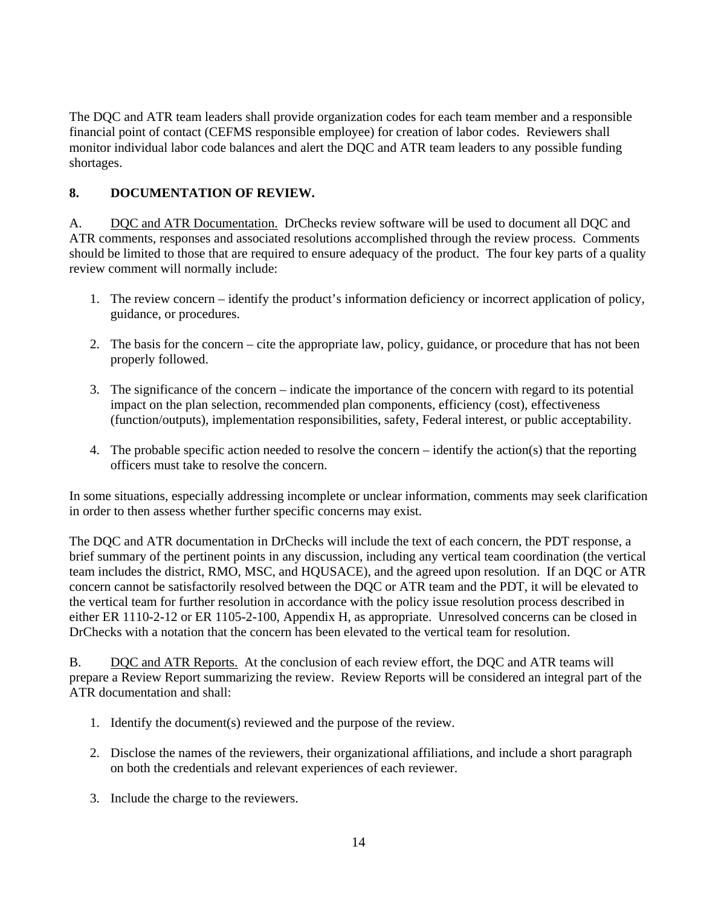The DQC and ATR team leaders shall provide organization codes for each team member and a responsible financial point of contact (CEFMS responsible employee) for creation of labor codes. Reviewers shall monitor individual labor code balances and alert the DQC and ATR team leaders to any possible funding shortages.

## 8. DOCUMENTATION OF REVIEW.

A. DQC and ATR Documentation. DrChecks review software will be used to document all DQC and ATR comments, responses and associated resolutions accomplished through the review process. Comments should be limited to those that are required to ensure adequacy of the product. The four key parts of a quality review comment will normally include:

1. The review concern – identify the product's information deficiency or incorrect application of policy, guidance, or procedures.

2. The basis for the concern – cite the appropriate law, policy, guidance, or procedure that has not been properly followed.

3. The significance of the concern – indicate the importance of the concern with regard to its potential impact on the plan selection, recommended plan components, efficiency (cost), effectiveness (function/outputs), implementation responsibilities, safety, Federal interest, or public acceptability.

4. The probable specific action needed to resolve the concern – identify the action(s) that the reporting officers must take to resolve the concern.

In some situations, especially addressing incomplete or unclear information, comments may seek clarification in order to then assess whether further specific concerns may exist.

The DQC and ATR documentation in DrChecks will include the text of each concern, the PDT response, a brief summary of the pertinent points in any discussion, including any vertical team coordination (the vertical team includes the district, RMO, MSC, and HQUSACE), and the agreed upon resolution. If an DQC or ATR concern cannot be satisfactorily resolved between the DQC or ATR team and the PDT, it will be elevated to the vertical team for further resolution in accordance with the policy issue resolution process described in either ER 1110-2-12 or ER 1105-2-100, Appendix H, as appropriate. Unresolved concerns can be closed in DrChecks with a notation that the concern has been elevated to the vertical team for resolution.

B. DQC and ATR Reports. At the conclusion of each review effort, the DQC and ATR teams will prepare a Review Report summarizing the review. Review Reports will be considered an integral part of the ATR documentation and shall:

1. Identify the document(s) reviewed and the purpose of the review.

2. Disclose the names of the reviewers, their organizational affiliations, and include a short paragraph on both the credentials and relevant experiences of each reviewer.

3. Include the charge to the reviewers.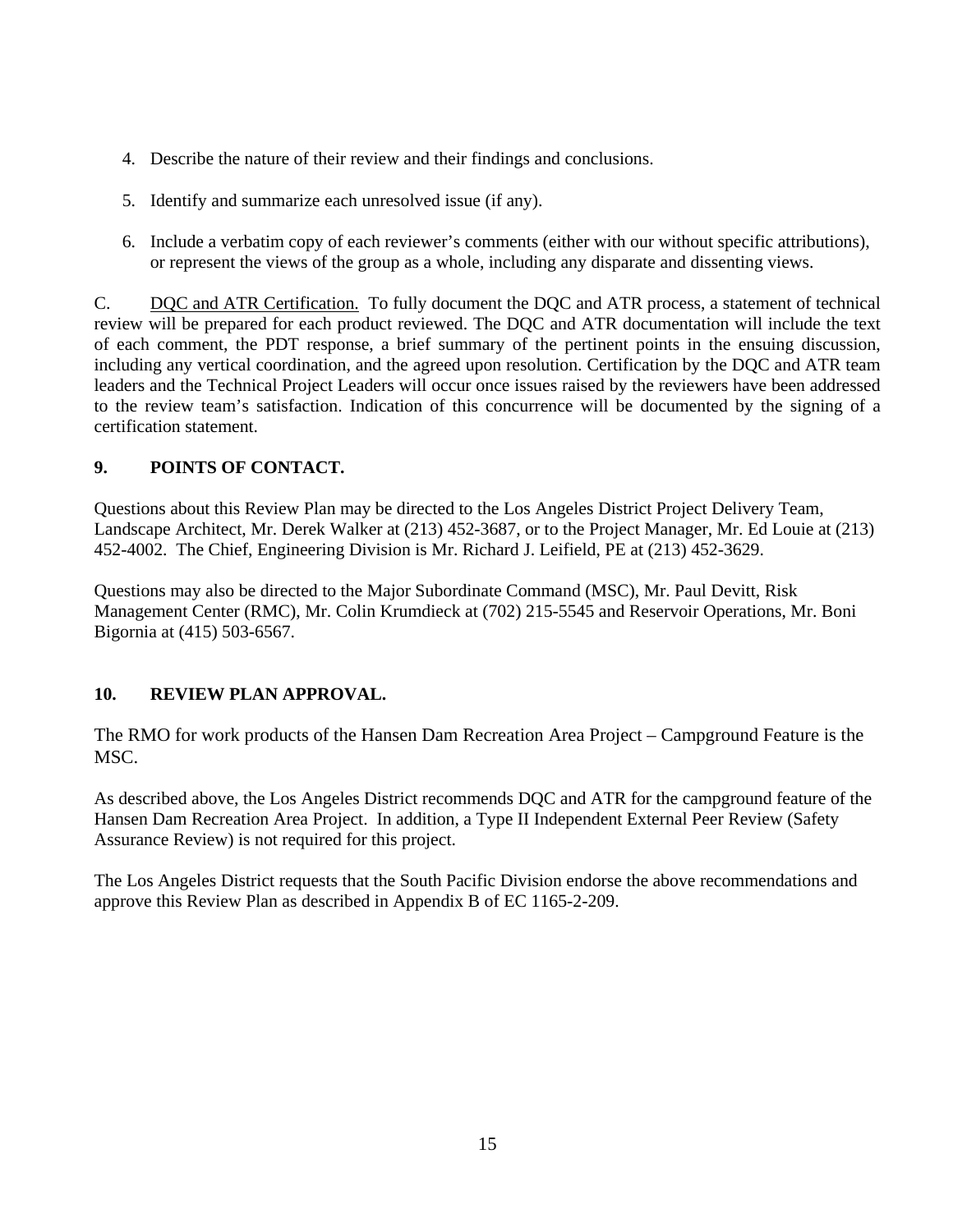4. Describe the nature of their review and their findings and conclusions.

5. Identify and summarize each unresolved issue (if any).

6. Include a verbatim copy of each reviewer's comments (either with our without specific attributions), or represent the views of the group as a whole, including any disparate and dissenting views.

C. DQC and ATR Certification. To fully document the DQC and ATR process, a statement of technical review will be prepared for each product reviewed. The DQC and ATR documentation will include the text of each comment, the PDT response, a brief summary of the pertinent points in the ensuing discussion, including any vertical coordination, and the agreed upon resolution. Certification by the DQC and ATR team leaders and the Technical Project Leaders will occur once issues raised by the reviewers have been addressed to the review team's satisfaction. Indication of this concurrence will be documented by the signing of a certification statement.

## 9. POINTS OF CONTACT.

Questions about this Review Plan may be directed to the Los Angeles District Project Delivery Team, Landscape Architect, Mr. Derek Walker at (213) 452-3687, or to the Project Manager, Mr. Ed Louie at (213) 452-4002. The Chief, Engineering Division is Mr. Richard J. Leifield, PE at (213) 452-3629.

Questions may also be directed to the Major Subordinate Command (MSC), Mr. Paul Devitt, Risk Management Center (RMC), Mr. Colin Krumdieck at (702) 215-5545 and Reservoir Operations, Mr. Boni Bigornia at (415) 503-6567.

## 10. REVIEW PLAN APPROVAL.

The RMO for work products of the Hansen Dam Recreation Area Project – Campground Feature is the MSC.

As described above, the Los Angeles District recommends DQC and ATR for the campground feature of the Hansen Dam Recreation Area Project. In addition, a Type II Independent External Peer Review (Safety Assurance Review) is not required for this project.

The Los Angeles District requests that the South Pacific Division endorse the above recommendations and approve this Review Plan as described in Appendix B of EC 1165-2-209.